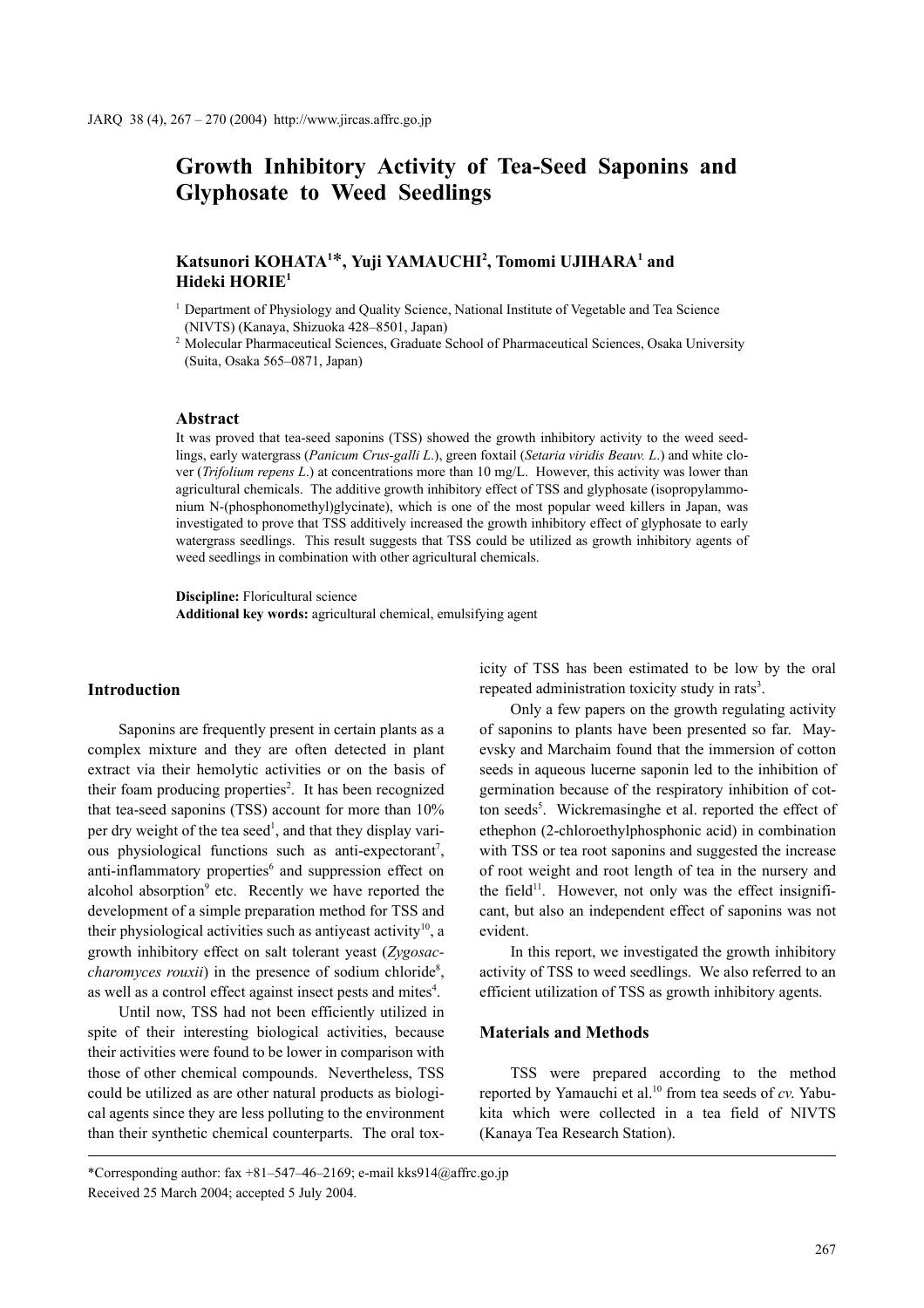# Growth Inhibitory Activity of Tea-Seed Saponins and Glyphosate to Weed Seedlings

**Katsunori KOHATA[1]*, Yuji YAMAUCHI[2], Tomomi UJIHARA[1] and Hideki HORIE[1]**

[1] Department of Physiology and Quality Science, National Institute of Vegetable and Tea Science (NIVTS) (Kanaya, Shizuoka 428–8501, Japan)

[2] Molecular Pharmaceutical Sciences, Graduate School of Pharmaceutical Sciences, Osaka University (Suita, Osaka 565–0871, Japan)

## Abstract

It was proved that tea-seed saponins (TSS) showed the growth inhibitory activity to the weed seedlings, early watergrass (*Panicum Crus-galli L.*), green foxtail (*Setaria viridis Beauv. L.*) and white clover (*Trifolium repens L.*) at concentrations more than 10 mg/L. However, this activity was lower than agricultural chemicals. The additive growth inhibitory effect of TSS and glyphosate (isopropylammonium N-(phosphonomethyl)glycinate), which is one of the most popular weed killers in Japan, was investigated to prove that TSS additively increased the growth inhibitory effect of glyphosate to early watergrass seedlings. This result suggests that TSS could be utilized as growth inhibitory agents of weed seedlings in combination with other agricultural chemicals.

**Discipline:** Floricultural science
**Additional key words:** agricultural chemical, emulsifying agent

## Introduction

Saponins are frequently present in certain plants as a complex mixture and they are often detected in plant extract via their hemolytic activities or on the basis of their foam producing properties[2]. It has been recognized that tea-seed saponins (TSS) account for more than 10% per dry weight of the tea seed[1], and that they display various physiological functions such as anti-expectorant[7], anti-inflammatory properties[6] and suppression effect on alcohol absorption[9] etc. Recently we have reported the development of a simple preparation method for TSS and their physiological activities such as antiyeast activity[10], a growth inhibitory effect on salt tolerant yeast (*Zygosaccharomyces rouxii*) in the presence of sodium chloride[8], as well as a control effect against insect pests and mites[4].

Until now, TSS had not been efficiently utilized in spite of their interesting biological activities, because their activities were found to be lower in comparison with those of other chemical compounds. Nevertheless, TSS could be utilized as are other natural products as biological agents since they are less polluting to the environment than their synthetic chemical counterparts. The oral toxicity of TSS has been estimated to be low by the oral repeated administration toxicity study in rats[3].

Only a few papers on the growth regulating activity of saponins to plants have been presented so far. Mayevsky and Marchaim found that the immersion of cotton seeds in aqueous lucerne saponin led to the inhibition of germination because of the respiratory inhibition of cotton seeds[5]. Wickremasinghe et al. reported the effect of ethephon (2-chloroethylphosphonic acid) in combination with TSS or tea root saponins and suggested the increase of root weight and root length of tea in the nursery and the field[11]. However, not only was the effect insignificant, but also an independent effect of saponins was not evident.

In this report, we investigated the growth inhibitory activity of TSS to weed seedlings. We also referred to an efficient utilization of TSS as growth inhibitory agents.

## Materials and Methods

TSS were prepared according to the method reported by Yamauchi et al.[10] from tea seeds of *cv.* Yabukita which were collected in a tea field of NIVTS (Kanaya Tea Research Station).

*Corresponding author: fax +81–547–46–2169; e-mail kks914@affrc.go.jp
Received 25 March 2004; accepted 5 July 2004.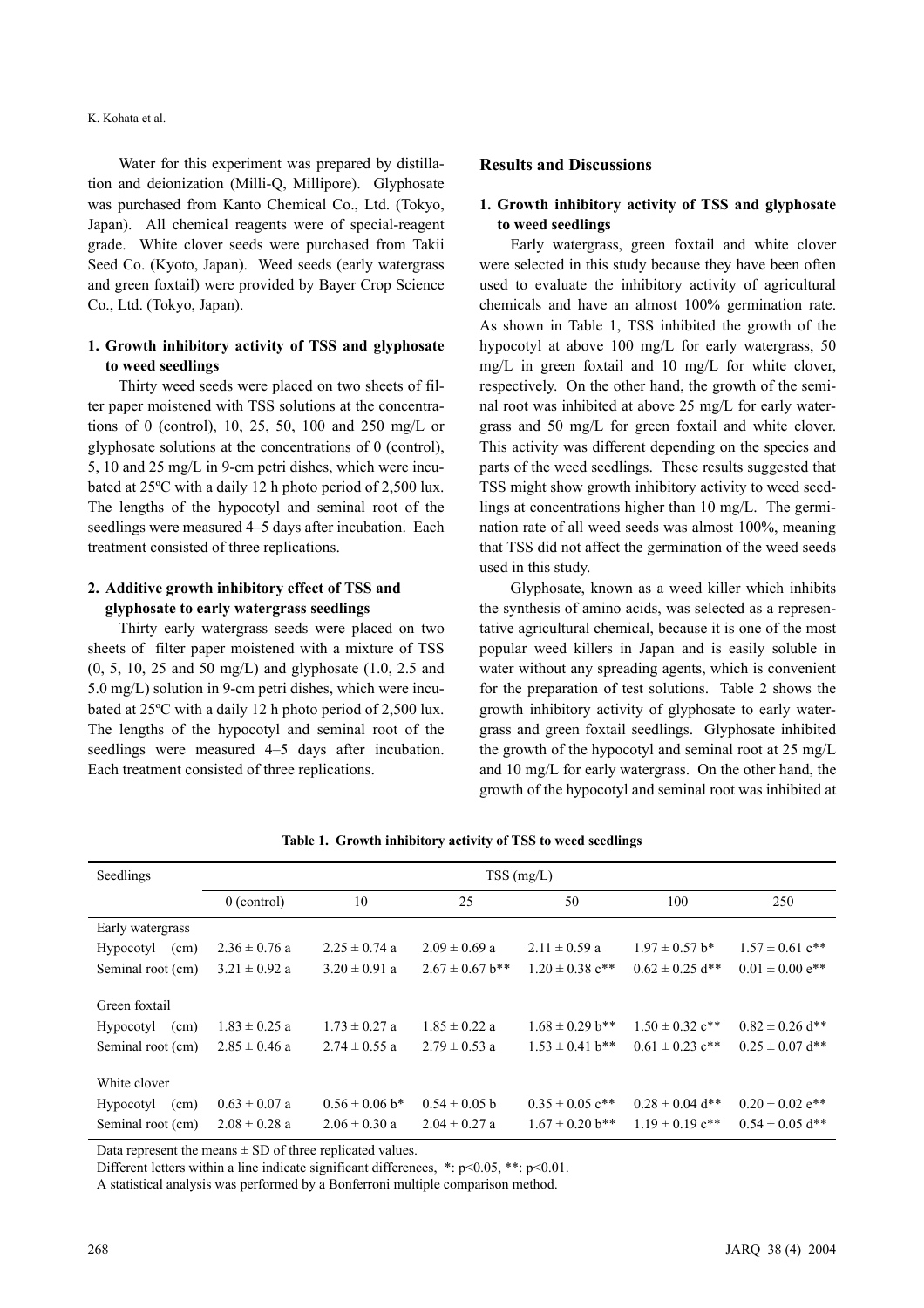Water for this experiment was prepared by distillation and deionization (Milli-Q, Millipore). Glyphosate was purchased from Kanto Chemical Co., Ltd. (Tokyo, Japan). All chemical reagents were of special-reagent grade. White clover seeds were purchased from Takii Seed Co. (Kyoto, Japan). Weed seeds (early watergrass and green foxtail) were provided by Bayer Crop Science Co., Ltd. (Tokyo, Japan).

### 1. Growth inhibitory activity of TSS and glyphosate to weed seedlings

Thirty weed seeds were placed on two sheets of filter paper moistened with TSS solutions at the concentrations of 0 (control), 10, 25, 50, 100 and 250 mg/L or glyphosate solutions at the concentrations of 0 (control), 5, 10 and 25 mg/L in 9-cm petri dishes, which were incubated at 25ºC with a daily 12 h photo period of 2,500 lux. The lengths of the hypocotyl and seminal root of the seedlings were measured 4–5 days after incubation. Each treatment consisted of three replications.

### 2. Additive growth inhibitory effect of TSS and glyphosate to early watergrass seedlings

Thirty early watergrass seeds were placed on two sheets of filter paper moistened with a mixture of TSS (0, 5, 10, 25 and 50 mg/L) and glyphosate (1.0, 2.5 and 5.0 mg/L) solution in 9-cm petri dishes, which were incubated at 25ºC with a daily 12 h photo period of 2,500 lux. The lengths of the hypocotyl and seminal root of the seedlings were measured 4–5 days after incubation. Each treatment consisted of three replications.

## Results and Discussions

### 1. Growth inhibitory activity of TSS and glyphosate to weed seedlings

Early watergrass, green foxtail and white clover were selected in this study because they have been often used to evaluate the inhibitory activity of agricultural chemicals and have an almost 100% germination rate. As shown in Table 1, TSS inhibited the growth of the hypocotyl at above 100 mg/L for early watergrass, 50 mg/L in green foxtail and 10 mg/L for white clover, respectively. On the other hand, the growth of the seminal root was inhibited at above 25 mg/L for early watergrass and 50 mg/L for green foxtail and white clover. This activity was different depending on the species and parts of the weed seedlings. These results suggested that TSS might show growth inhibitory activity to weed seedlings at concentrations higher than 10 mg/L. The germination rate of all weed seeds was almost 100%, meaning that TSS did not affect the germination of the weed seeds used in this study.

Glyphosate, known as a weed killer which inhibits the synthesis of amino acids, was selected as a representative agricultural chemical, because it is one of the most popular weed killers in Japan and is easily soluble in water without any spreading agents, which is convenient for the preparation of test solutions. Table 2 shows the growth inhibitory activity of glyphosate to early watergrass and green foxtail seedlings. Glyphosate inhibited the growth of the hypocotyl and seminal root at 25 mg/L and 10 mg/L for early watergrass. On the other hand, the growth of the hypocotyl and seminal root was inhibited at

**Table 1. Growth inhibitory activity of TSS to weed seedlings**

| Seedlings | TSS (mg/L) | | | | | |
|---|---|---|---|---|---|---|
| | 0 (control) | 10 | 25 | 50 | 100 | 250 |
| Early watergrass | | | | | | |
| Hypocotyl (cm) | 2.36 ± 0.76 a | 2.25 ± 0.74 a | 2.09 ± 0.69 a | 2.11 ± 0.59 a | 1.97 ± 0.57 b* | 1.57 ± 0.61 c** |
| Seminal root (cm) | 3.21 ± 0.92 a | 3.20 ± 0.91 a | 2.67 ± 0.67 b** | 1.20 ± 0.38 c** | 0.62 ± 0.25 d** | 0.01 ± 0.00 e** |
| Green foxtail | | | | | | |
| Hypocotyl (cm) | 1.83 ± 0.25 a | 1.73 ± 0.27 a | 1.85 ± 0.22 a | 1.68 ± 0.29 b** | 1.50 ± 0.32 c** | 0.82 ± 0.26 d** |
| Seminal root (cm) | 2.85 ± 0.46 a | 2.74 ± 0.55 a | 2.79 ± 0.53 a | 1.53 ± 0.41 b** | 0.61 ± 0.23 c** | 0.25 ± 0.07 d** |
| White clover | | | | | | |
| Hypocotyl (cm) | 0.63 ± 0.07 a | 0.56 ± 0.06 b* | 0.54 ± 0.05 b | 0.35 ± 0.05 c** | 0.28 ± 0.04 d** | 0.20 ± 0.02 e** |
| Seminal root (cm) | 2.08 ± 0.28 a | 2.06 ± 0.30 a | 2.04 ± 0.27 a | 1.67 ± 0.20 b** | 1.19 ± 0.19 c** | 0.54 ± 0.05 d** |

Data represent the means ± SD of three replicated values.
Different letters within a line indicate significant differences, *: $p<0.05$, **: $p<0.01$.
A statistical analysis was performed by a Bonferroni multiple comparison method.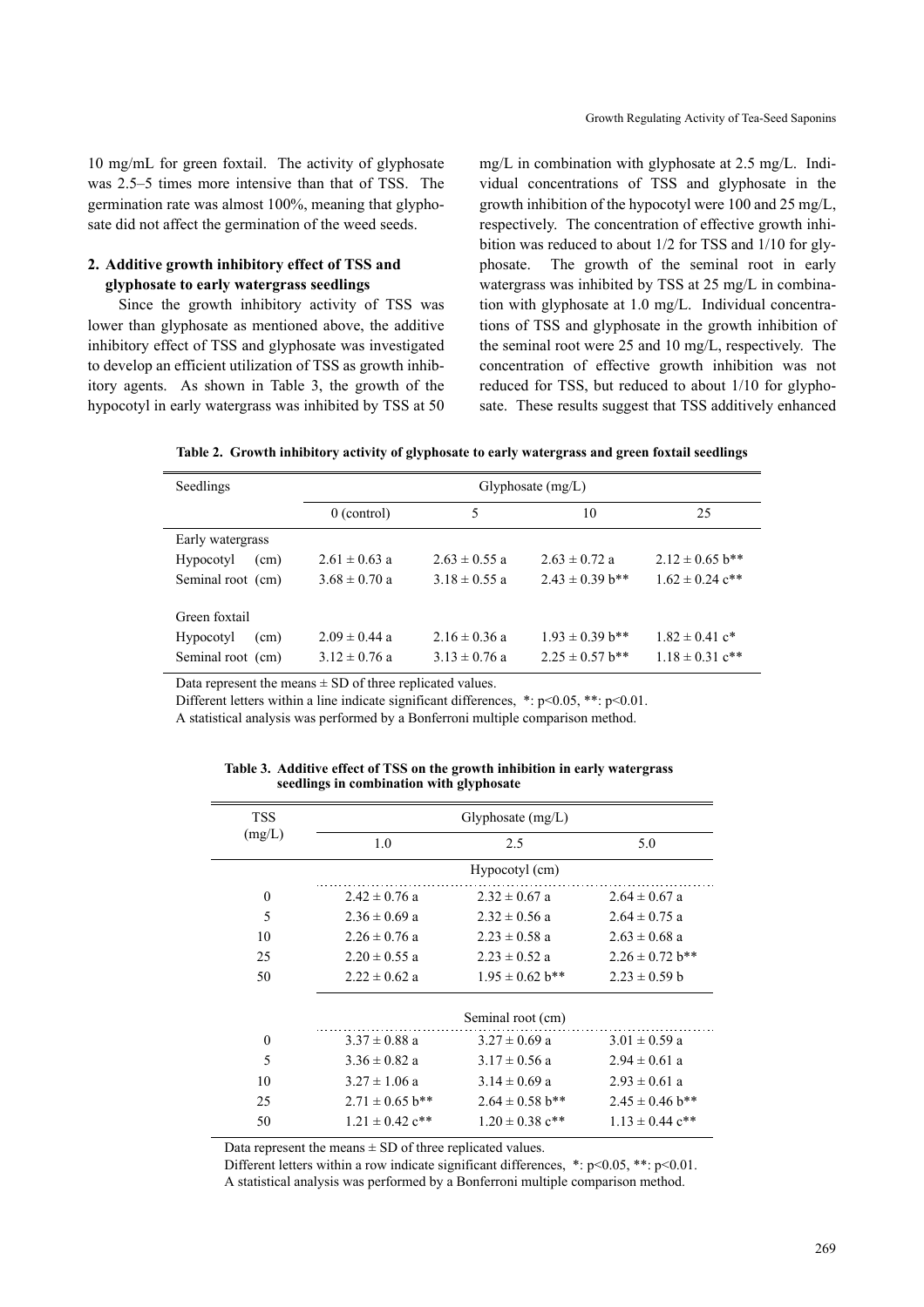10 mg/mL for green foxtail. The activity of glyphosate was 2.5–5 times more intensive than that of TSS. The germination rate was almost 100%, meaning that glyphosate did not affect the germination of the weed seeds.

### 2. Additive growth inhibitory effect of TSS and glyphosate to early watergrass seedlings

Since the growth inhibitory activity of TSS was lower than glyphosate as mentioned above, the additive inhibitory effect of TSS and glyphosate was investigated to develop an efficient utilization of TSS as growth inhibitory agents. As shown in Table 3, the growth of the hypocotyl in early watergrass was inhibited by TSS at 50 mg/L in combination with glyphosate at 2.5 mg/L. Individual concentrations of TSS and glyphosate in the growth inhibition of the hypocotyl were 100 and 25 mg/L, respectively. The concentration of effective growth inhibition was reduced to about 1/2 for TSS and 1/10 for glyphosate. The growth of the seminal root in early watergrass was inhibited by TSS at 25 mg/L in combination with glyphosate at 1.0 mg/L. Individual concentrations of TSS and glyphosate in the growth inhibition of the seminal root were 25 and 10 mg/L, respectively. The concentration of effective growth inhibition was not reduced for TSS, but reduced to about 1/10 for glyphosate. These results suggest that TSS additively enhanced

**Table 2. Growth inhibitory activity of glyphosate to early watergrass and green foxtail seedlings**

| Seedlings | Glyphosate (mg/L) | | | |
|---|---|---|---|---|
| | 0 (control) | 5 | 10 | 25 |
| Early watergrass | | | | |
| Hypocotyl (cm) | 2.61 ± 0.63 a | 2.63 ± 0.55 a | 2.63 ± 0.72 a | 2.12 ± 0.65 b** |
| Seminal root (cm) | 3.68 ± 0.70 a | 3.18 ± 0.55 a | 2.43 ± 0.39 b** | 1.62 ± 0.24 c** |
| Green foxtail | | | | |
| Hypocotyl (cm) | 2.09 ± 0.44 a | 2.16 ± 0.36 a | 1.93 ± 0.39 b** | 1.82 ± 0.41 c* |
| Seminal root (cm) | 3.12 ± 0.76 a | 3.13 ± 0.76 a | 2.25 ± 0.57 b** | 1.18 ± 0.31 c** |

Data represent the means ± SD of three replicated values.
Different letters within a line indicate significant differences, *: $p<0.05$, **: $p<0.01$.
A statistical analysis was performed by a Bonferroni multiple comparison method.

**Table 3. Additive effect of TSS on the growth inhibition in early watergrass seedlings in combination with glyphosate**

| TSS (mg/L) | Glyphosate (mg/L) | | |
|---|---|---|---|
| | 1.0 | 2.5 | 5.0 |
| | Hypocotyl (cm) | | |
| 0 | 2.42 ± 0.76 a | 2.32 ± 0.67 a | 2.64 ± 0.67 a |
| 5 | 2.36 ± 0.69 a | 2.32 ± 0.56 a | 2.64 ± 0.75 a |
| 10 | 2.26 ± 0.76 a | 2.23 ± 0.58 a | 2.63 ± 0.68 a |
| 25 | 2.20 ± 0.55 a | 2.23 ± 0.52 a | 2.26 ± 0.72 b** |
| 50 | 2.22 ± 0.62 a | 1.95 ± 0.62 b** | 2.23 ± 0.59 b |
| | Seminal root (cm) | | |
| 0 | 3.37 ± 0.88 a | 3.27 ± 0.69 a | 3.01 ± 0.59 a |
| 5 | 3.36 ± 0.82 a | 3.17 ± 0.56 a | 2.94 ± 0.61 a |
| 10 | 3.27 ± 1.06 a | 3.14 ± 0.69 a | 2.93 ± 0.61 a |
| 25 | 2.71 ± 0.65 b** | 2.64 ± 0.58 b** | 2.45 ± 0.46 b** |
| 50 | 1.21 ± 0.42 c** | 1.20 ± 0.38 c** | 1.13 ± 0.44 c** |

Data represent the means ± SD of three replicated values.
Different letters within a row indicate significant differences, *: $p<0.05$, **: $p<0.01$.
A statistical analysis was performed by a Bonferroni multiple comparison method.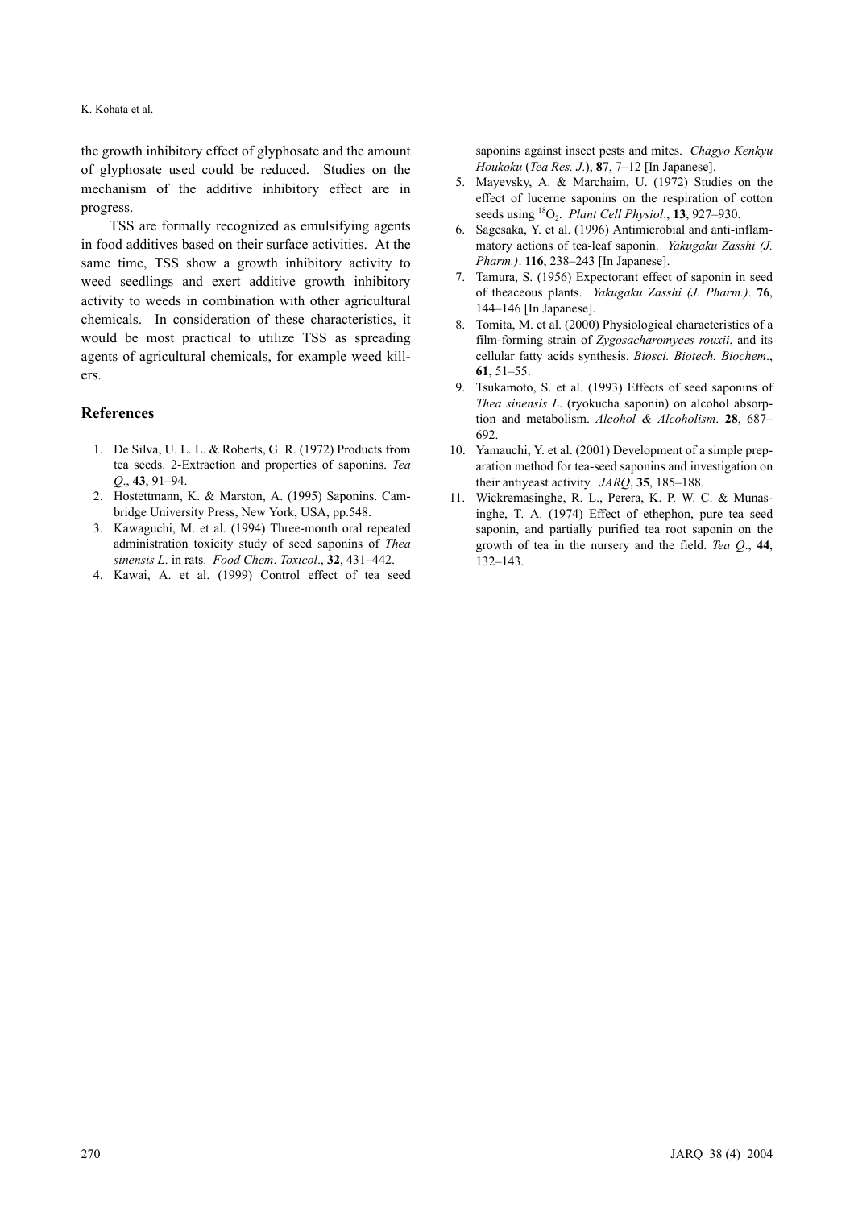the growth inhibitory effect of glyphosate and the amount of glyphosate used could be reduced. Studies on the mechanism of the additive inhibitory effect are in progress.

TSS are formally recognized as emulsifying agents in food additives based on their surface activities. At the same time, TSS show a growth inhibitory activity to weed seedlings and exert additive growth inhibitory activity to weeds in combination with other agricultural chemicals. In consideration of these characteristics, it would be most practical to utilize TSS as spreading agents of agricultural chemicals, for example weed killers.

## References

1. De Silva, U. L. L. & Roberts, G. R. (1972) Products from tea seeds. 2-Extraction and properties of saponins. *Tea Q*., **43**, 91–94.
2. Hostettmann, K. & Marston, A. (1995) Saponins. Cambridge University Press, New York, USA, pp.548.
3. Kawaguchi, M. et al. (1994) Three-month oral repeated administration toxicity study of seed saponins of *Thea sinensis L*. in rats. *Food Chem*. *Toxicol*., **32**, 431–442.
4. Kawai, A. et al. (1999) Control effect of tea seed saponins against insect pests and mites. *Chagyo Kenkyu Houkoku* (*Tea Res. J*.), **87**, 7–12 [In Japanese].
5. Mayevsky, A. & Marchaim, U. (1972) Studies on the effect of lucerne saponins on the respiration of cotton seeds using $^{18}O_2$. *Plant Cell Physiol*., **13**, 927–930.
6. Sagesaka, Y. et al. (1996) Antimicrobial and anti-inflammatory actions of tea-leaf saponin. *Yakugaku Zasshi (J. Pharm.)*. **116**, 238–243 [In Japanese].
7. Tamura, S. (1956) Expectorant effect of saponin in seed of theaceous plants. *Yakugaku Zasshi (J. Pharm.)*. **76**, 144–146 [In Japanese].
8. Tomita, M. et al. (2000) Physiological characteristics of a film-forming strain of *Zygosacharomyces rouxii*, and its cellular fatty acids synthesis. *Biosci. Biotech. Biochem*., **61**, 51–55.
9. Tsukamoto, S. et al. (1993) Effects of seed saponins of *Thea sinensis L*. (ryokucha saponin) on alcohol absorption and metabolism. *Alcohol & Alcoholism*. **28**, 687–692.
10. Yamauchi, Y. et al. (2001) Development of a simple preparation method for tea-seed saponins and investigation on their antiyeast activity. *JARQ*, **35**, 185–188.
11. Wickremasinghe, R. L., Perera, K. P. W. C. & Munasinghe, T. A. (1974) Effect of ethephon, pure tea seed saponin, and partially purified tea root saponin on the growth of tea in the nursery and the field. *Tea Q*., **44**, 132–143.